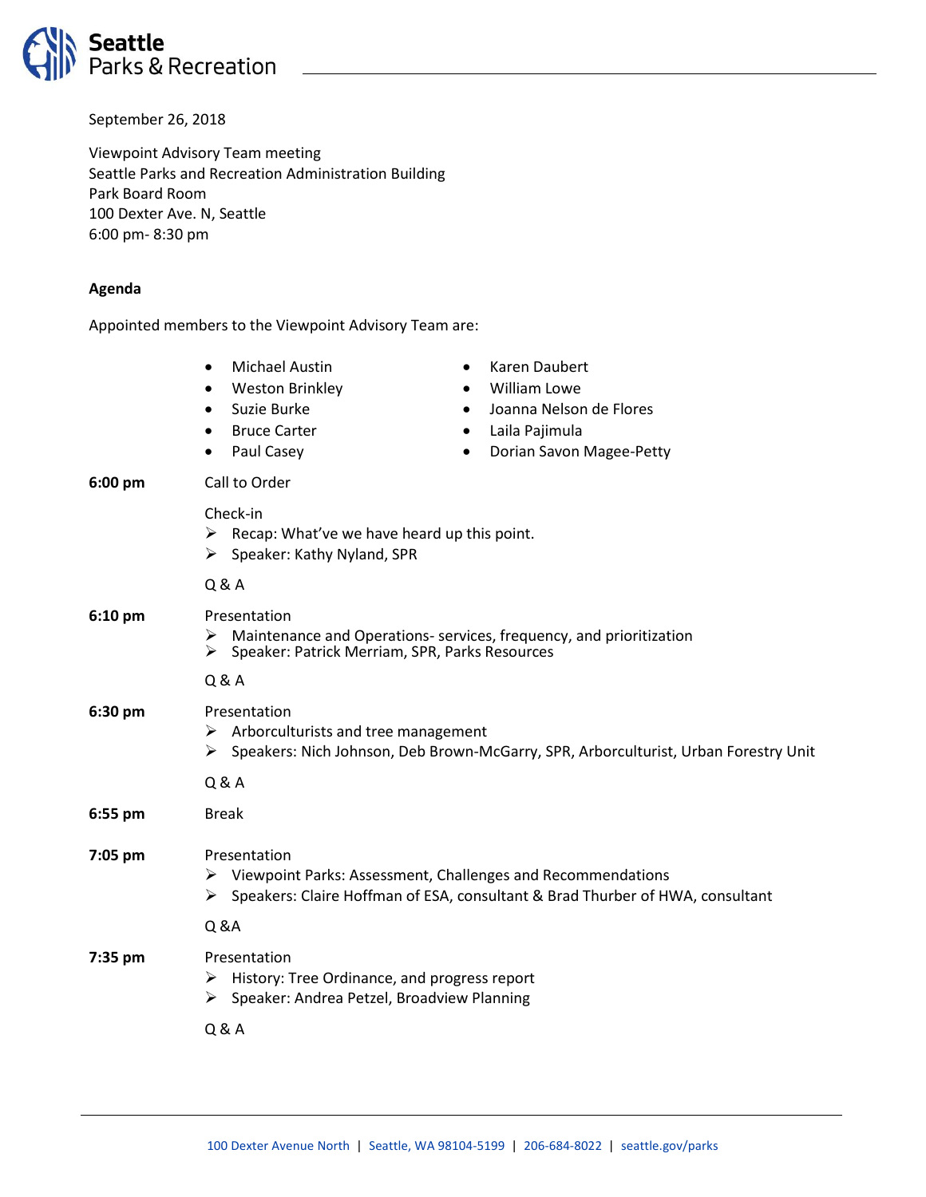# Seattle Parks & Recreation

September 26, 2018

Viewpoint Advisory Team meeting
Seattle Parks and Recreation Administration Building
Park Board Room
100 Dexter Ave. N, Seattle
6:00 pm- 8:30 pm

**Agenda**

Appointed members to the Viewpoint Advisory Team are:

- Michael Austin
- Weston Brinkley
- Suzie Burke
- Bruce Carter
- Paul Casey
- Karen Daubert
- William Lowe
- Joanna Nelson de Flores
- Laila Pajimula
- Dorian Savon Magee-Petty

**6:00 pm** Call to Order

Check-in

- Recap: What've we have heard up this point.
- Speaker: Kathy Nyland, SPR

Q & A

**6:10 pm** Presentation

- Maintenance and Operations- services, frequency, and prioritization
- Speaker: Patrick Merriam, SPR, Parks Resources

Q & A

**6:30 pm** Presentation

- Arborculturists and tree management
- Speakers: Nich Johnson, Deb Brown-McGarry, SPR, Arborculturist, Urban Forestry Unit

Q & A

**6:55 pm** Break

**7:05 pm** Presentation

- Viewpoint Parks: Assessment, Challenges and Recommendations
- Speakers: Claire Hoffman of ESA, consultant & Brad Thurber of HWA, consultant

Q &A

**7:35 pm** Presentation

- History: Tree Ordinance, and progress report
- Speaker: Andrea Petzel, Broadview Planning

Q & A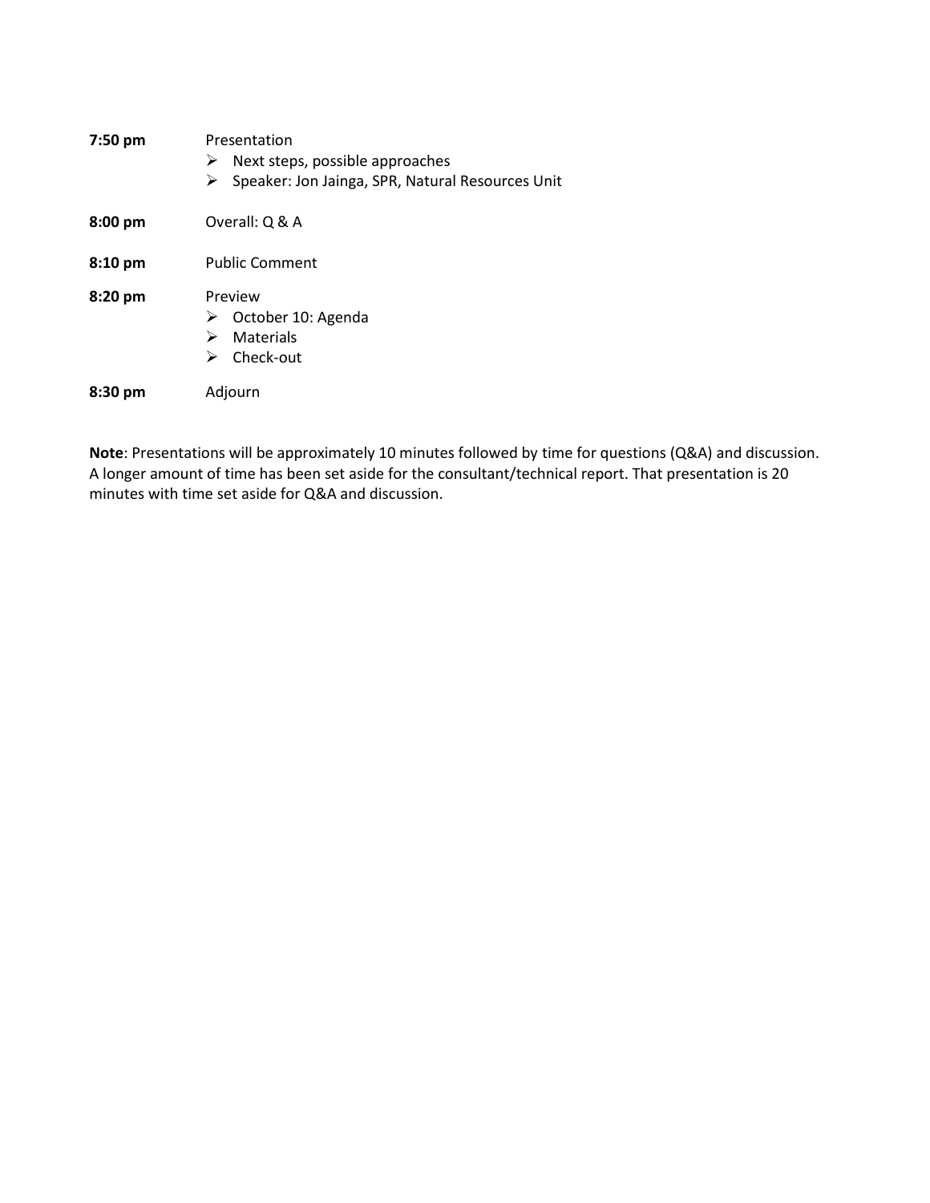**7:50 pm** Presentation

- Next steps, possible approaches
- Speaker: Jon Jainga, SPR, Natural Resources Unit

**8:00 pm** Overall: Q & A

**8:10 pm** Public Comment

**8:20 pm** Preview

- October 10: Agenda
- Materials
- Check-out

**8:30 pm** Adjourn

**Note**: Presentations will be approximately 10 minutes followed by time for questions (Q&A) and discussion. A longer amount of time has been set aside for the consultant/technical report. That presentation is 20 minutes with time set aside for Q&A and discussion.